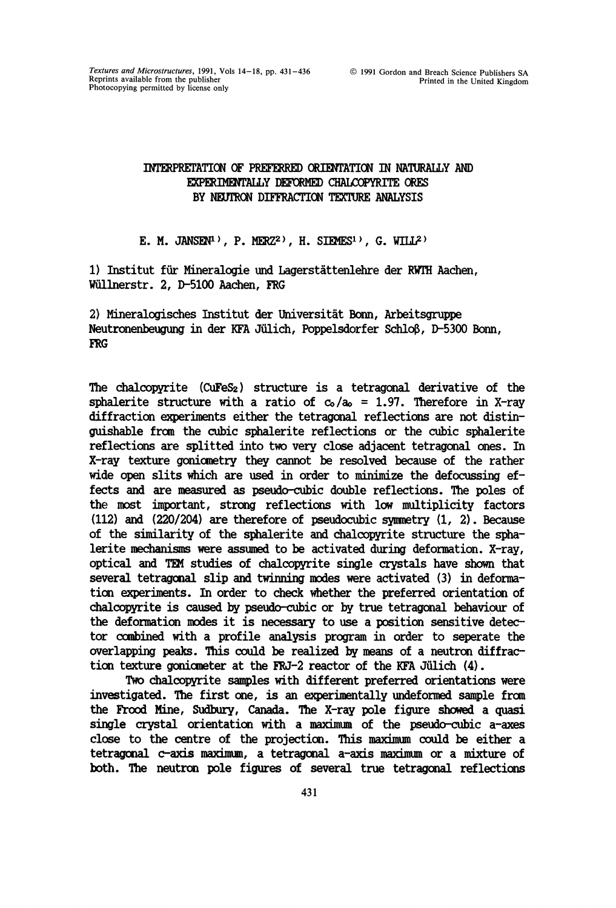# INTERPRETATION OF PREFERRED ORIENTATION IN NATURALLY AND EXPERIMENTALLY DEFORMED CHALCOPYRITE ORES BY NEUTRON DIFFRACTION TEXTURE ANALYSIS

E. M. JANSEN[1], P. MERZ[2], H. SIEMES[1], G. WILL[2]

1) Institut für Mineralogie und Lagerstättenlehre der RWTH Aachen, Wüllnerstr. 2, D-5100 Aachen, FRG

2) Mineralogisches Institut der Universität Bonn, Arbeitsgruppe Neutronenbeugung in der KFA Jülich, Poppelsdorfer Schloß, D-5300 Bonn, FRG

The chalcopyrite ($CuFeS_2$) structure is a tetragonal derivative of the sphalerite structure with a ratio of $c_0/a_0 = 1.97$. Therefore in X-ray diffraction experiments either the tetragonal reflections are not distinguishable from the cubic sphalerite reflections or the cubic sphalerite reflections are splitted into two very close adjacent tetragonal ones. In X-ray texture goniometry they cannot be resolved because of the rather wide open slits which are used in order to minimize the defocussing effects and are measured as pseudo-cubic double reflections. The poles of the most important, strong reflections with low multiplicity factors (112) and (220/204) are therefore of pseudocubic symmetry (1, 2). Because of the similarity of the sphalerite and chalcopyrite structure the sphalerite mechanisms were assumed to be activated during deformation. X-ray, optical and TEM studies of chalcopyrite single crystals have shown that several tetragonal slip and twinning modes were activated (3) in deformation experiments. In order to check whether the preferred orientation of chalcopyrite is caused by pseudo-cubic or by true tetragonal behaviour of the deformation modes it is necessary to use a position sensitive detector combined with a profile analysis program in order to seperate the overlapping peaks. This could be realized by means of a neutron diffraction texture goniometer at the FRJ-2 reactor of the KFA Jülich (4).

Two chalcopyrite samples with different preferred orientations were investigated. The first one, is an experimentally undeformed sample from the Frood Mine, Sudbury, Canada. The X-ray pole figure showed a quasi single crystal orientation with a maximum of the pseudo-cubic a-axes close to the centre of the projection. This maximum could be either a tetragonal c-axis maximum, a tetragonal a-axis maximum or a mixture of both. The neutron pole figures of several true tetragonal reflections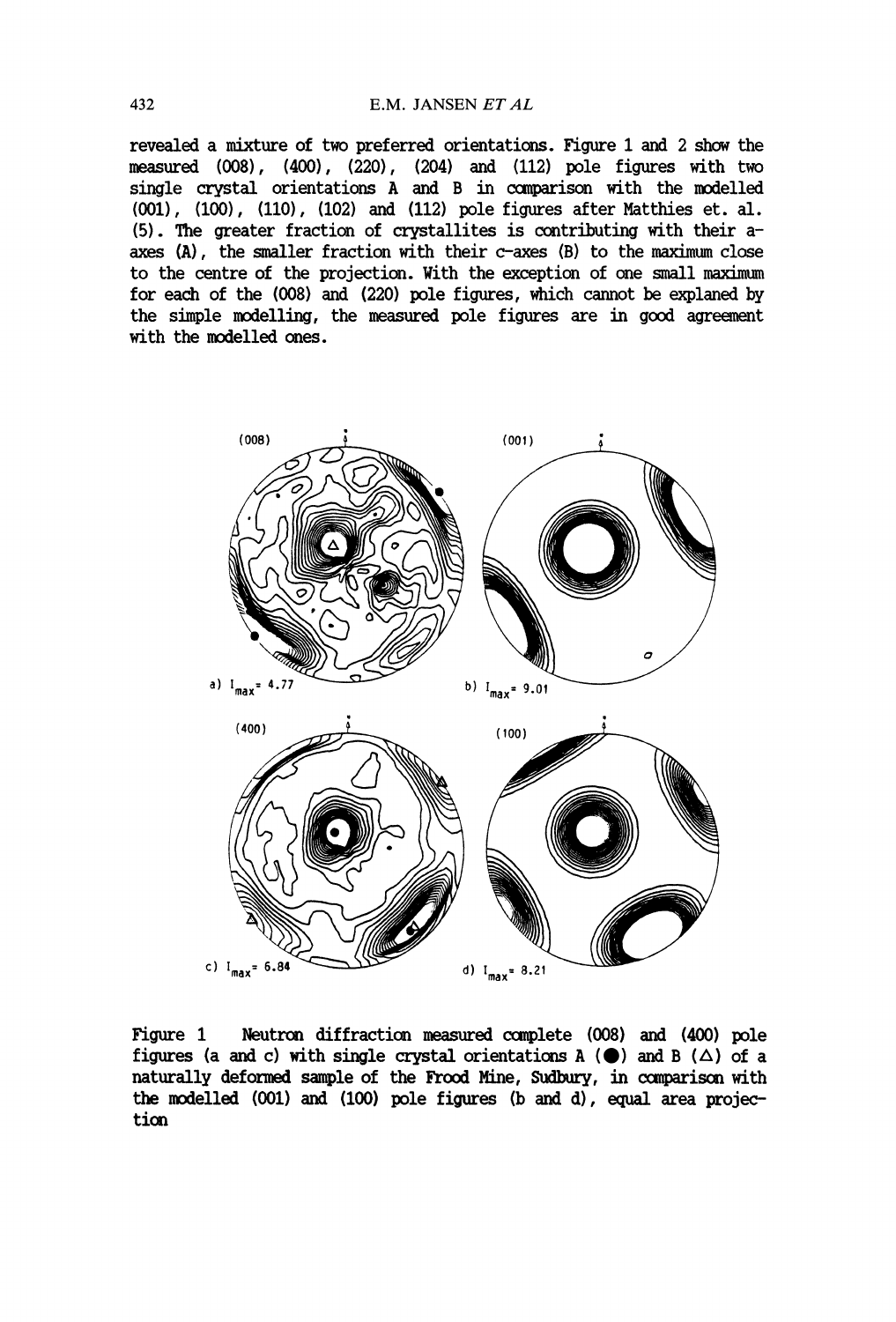revealed a mixture of two preferred orientations. Figure 1 and 2 show the measured (008), (400), (220), (204) and (112) pole figures with two single crystal orientations A and B in comparison with the modelled (001), (100), (110), (102) and (112) pole figures after Matthies et. al. (5). The greater fraction of crystallites is contributing with their a-axes (A), the smaller fraction with their c-axes (B) to the maximum close to the centre of the projection. With the exception of one small maximum for each of the (008) and (220) pole figures, which cannot be explaned by the simple modelling, the measured pole figures are in good agreement with the modelled ones.

Figure 1 Neutron diffraction measured complete (008) and (400) pole figures (a and c) with single crystal orientations A (●) and B (△) of a naturally deformed sample of the Frood Mine, Sudbury, in comparison with the modelled (001) and (100) pole figures (b and d), equal area projection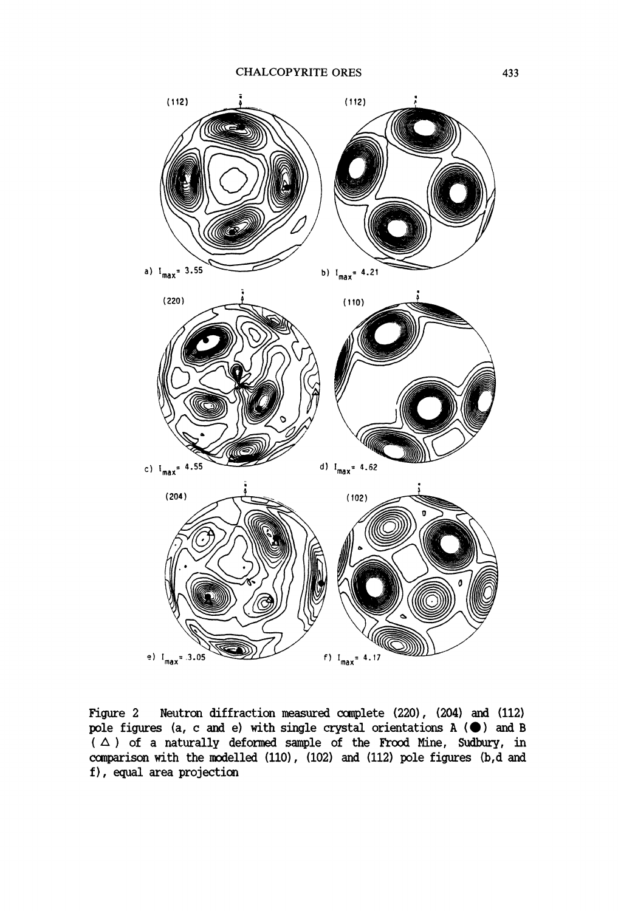Figure 2 Neutron diffraction measured complete (220), (204) and (112) pole figures (a, c and e) with single crystal orientations A (●) and B (△) of a naturally deformed sample of the Frood Mine, Sudbury, in comparison with the modelled (110), (102) and (112) pole figures (b,d and f), equal area projection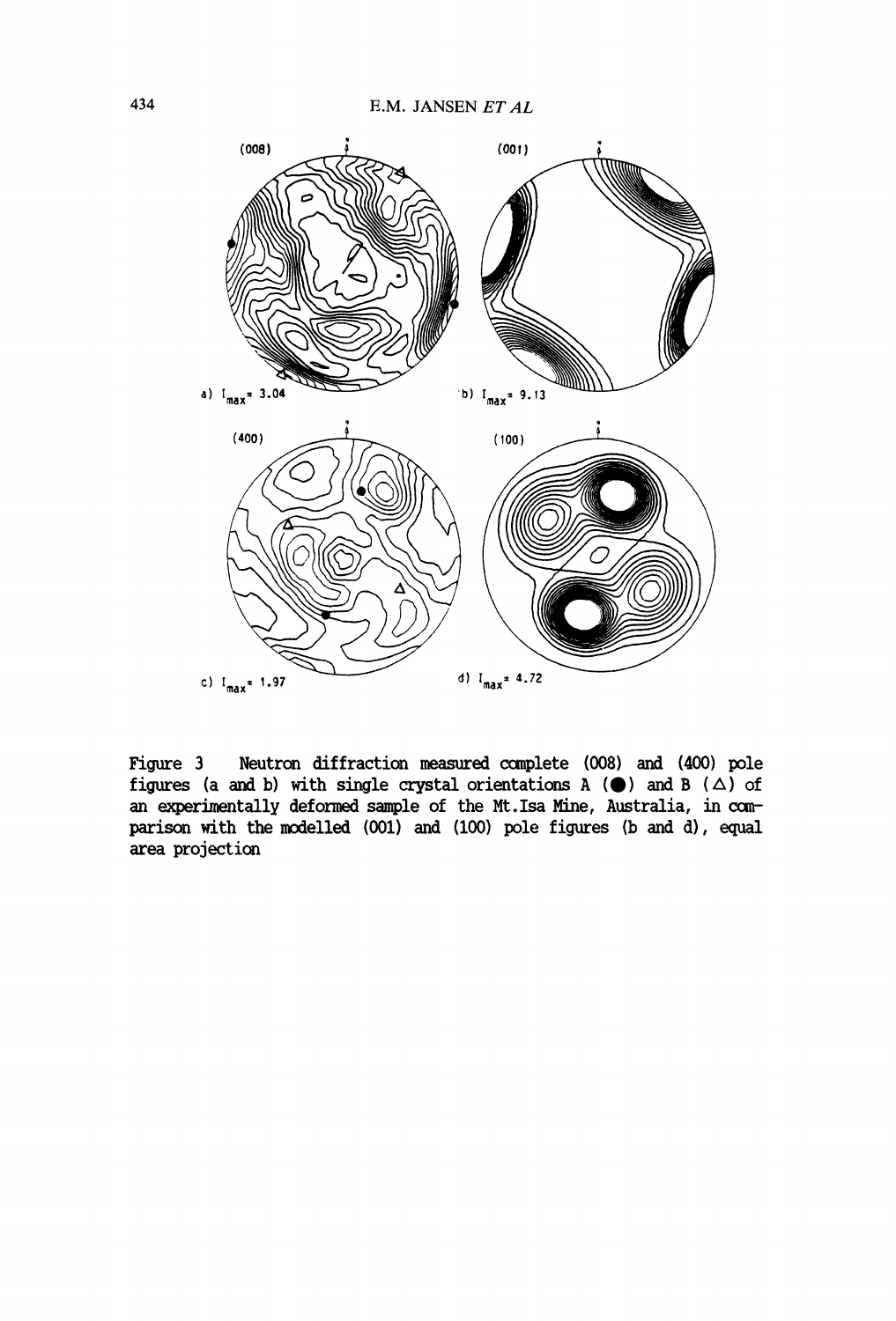a) $I_{max}$ = 3.04

b) $I_{max}$ = 9.13

c) $I_{max}$ = 1.97

d) $I_{max}$ = 4.72

Figure 3 Neutron diffraction measured complete (008) and (400) pole figures (a and b) with single crystal orientations A (●) and B (△) of an experimentally deformed sample of the Mt.Isa Mine, Australia, in comparison with the modelled (001) and (100) pole figures (b and d), equal area projection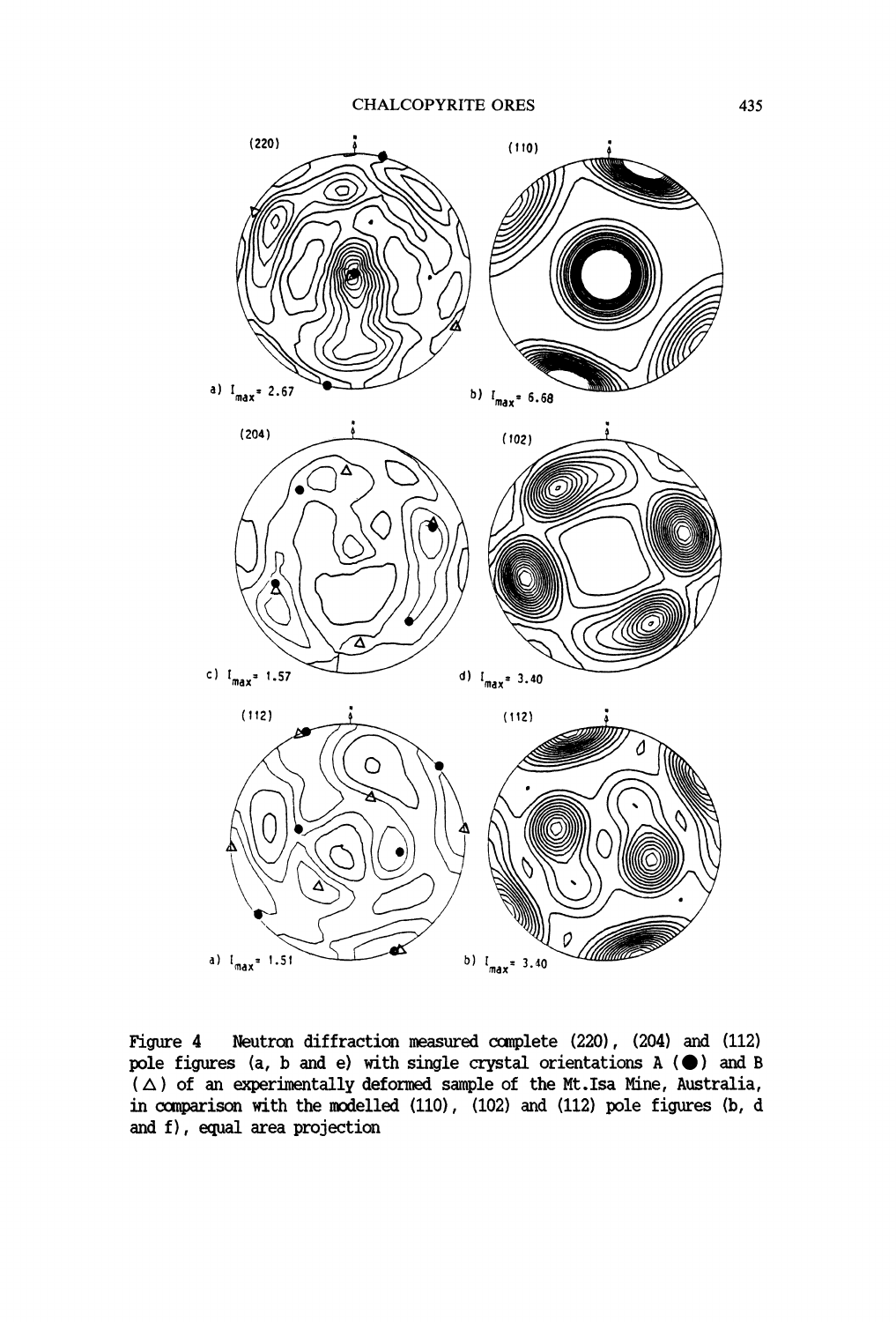Figure 4 Neutron diffraction measured complete (220), (204) and (112) pole figures (a, b and e) with single crystal orientations A (●) and B (△) of an experimentally deformed sample of the Mt.Isa Mine, Australia, in comparison with the modelled (110), (102) and (112) pole figures (b, d and f), equal area projection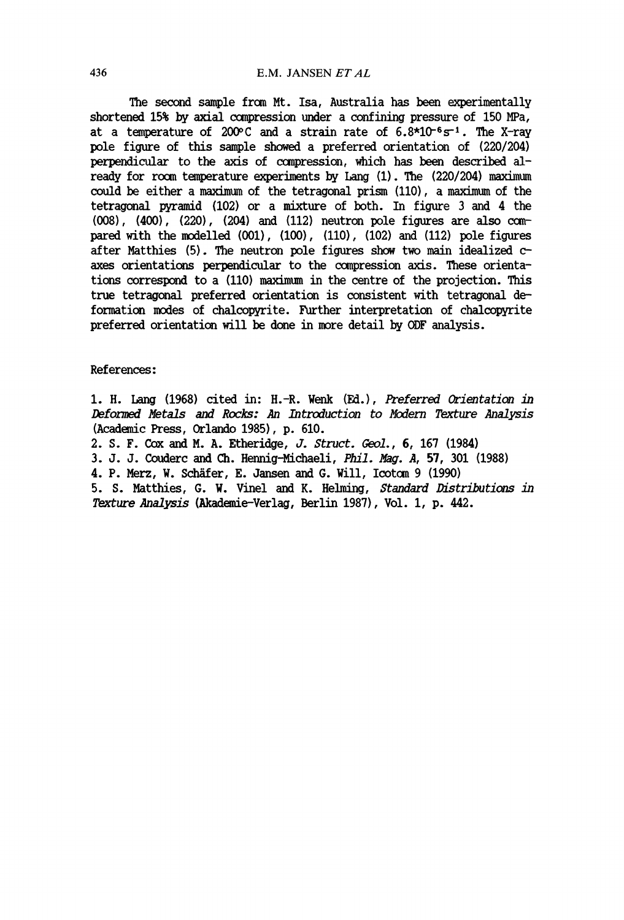The second sample from Mt. Isa, Australia has been experimentally shortened 15% by axial compression under a confining pressure of 150 MPa, at a temperature of 200°C and a strain rate of $6.8 \times 10^{-6} s^{-1}$. The X-ray pole figure of this sample showed a preferred orientation of (220/204) perpendicular to the axis of compression, which has been described already for room temperature experiments by Lang (1). The (220/204) maximum could be either a maximum of the tetragonal prism (110), a maximum of the tetragonal pyramid (102) or a mixture of both. In figure 3 and 4 the (008), (400), (220), (204) and (112) neutron pole figures are also compared with the modelled (001), (100), (110), (102) and (112) pole figures after Matthies (5). The neutron pole figures show two main idealized c-axes orientations perpendicular to the compression axis. These orientations correspond to a (110) maximum in the centre of the projection. This true tetragonal preferred orientation is consistent with tetragonal deformation modes of chalcopyrite. Further interpretation of chalcopyrite preferred orientation will be done in more detail by ODF analysis.

References:

1. H. Lang (1968) cited in: H.-R. Wenk (Ed.), *Preferred Orientation in Deformed Metals and Rocks: An Introduction to Modern Texture Analysis* (Academic Press, Orlando 1985), p. 610.
2. S. F. Cox and M. A. Etheridge, *J. Struct. Geol.*, **6**, 167 (1984)
3. J. J. Couderc and Ch. Hennig-Michaeli, *Phil. Mag. A*, **57**, 301 (1988)
4. P. Merz, W. Schäfer, E. Jansen and G. Will, Icotom 9 (1990)
5. S. Matthies, G. W. Vinel and K. Helming, *Standard Distributions in Texture Analysis* (Akademie-Verlag, Berlin 1987), Vol. 1, p. 442.